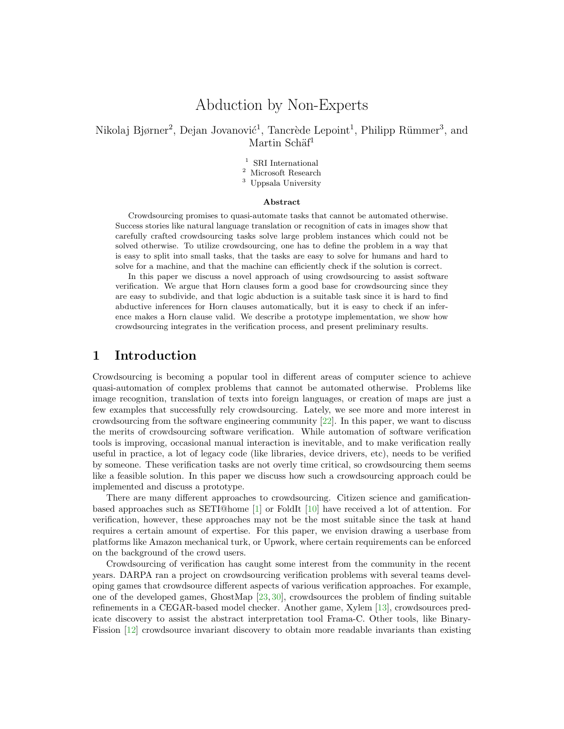# Abduction by Non-Experts

Nikolaj Bjørner[2], Dejan Jovanović[1], Tancrède Lepoint[1], Philipp Rümmer[3], and Martin Schäf[1]

[1] SRI International
[2] Microsoft Research
[3] Uppsala University

**Abstract**

Crowdsourcing promises to quasi-automate tasks that cannot be automated otherwise. Success stories like natural language translation or recognition of cats in images show that carefully crafted crowdsourcing tasks solve large problem instances which could not be solved otherwise. To utilize crowdsourcing, one has to define the problem in a way that is easy to split into small tasks, that the tasks are easy to solve for humans and hard to solve for a machine, and that the machine can efficiently check if the solution is correct.

In this paper we discuss a novel approach of using crowdsourcing to assist software verification. We argue that Horn clauses form a good base for crowdsourcing since they are easy to subdivide, and that logic abduction is a suitable task since it is hard to find abductive inferences for Horn clauses automatically, but it is easy to check if an inference makes a Horn clause valid. We describe a prototype implementation, we show how crowdsourcing integrates in the verification process, and present preliminary results.

## 1 Introduction

Crowdsourcing is becoming a popular tool in different areas of computer science to achieve quasi-automation of complex problems that cannot be automated otherwise. Problems like image recognition, translation of texts into foreign languages, or creation of maps are just a few examples that successfully rely crowdsourcing. Lately, we see more and more interest in crowdsourcing from the software engineering community [22]. In this paper, we want to discuss the merits of crowdsourcing software verification. While automation of software verification tools is improving, occasional manual interaction is inevitable, and to make verification really useful in practice, a lot of legacy code (like libraries, device drivers, etc), needs to be verified by someone. These verification tasks are not overly time critical, so crowdsourcing them seems like a feasible solution. In this paper we discuss how such a crowdsourcing approach could be implemented and discuss a prototype.

There are many different approaches to crowdsourcing. Citizen science and gamification-based approaches such as SETI@home [1] or FoldIt [10] have received a lot of attention. For verification, however, these approaches may not be the most suitable since the task at hand requires a certain amount of expertise. For this paper, we envision drawing a userbase from platforms like Amazon mechanical turk, or Upwork, where certain requirements can be enforced on the background of the crowd users.

Crowdsourcing of verification has caught some interest from the community in the recent years. DARPA ran a project on crowdsourcing verification problems with several teams developing games that crowdsource different aspects of various verification approaches. For example, one of the developed games, GhostMap [23, 30], crowdsources the problem of finding suitable refinements in a CEGAR-based model checker. Another game, Xylem [13], crowdsources predicate discovery to assist the abstract interpretation tool Frama-C. Other tools, like Binary-Fission [12] crowdsource invariant discovery to obtain more readable invariants than existing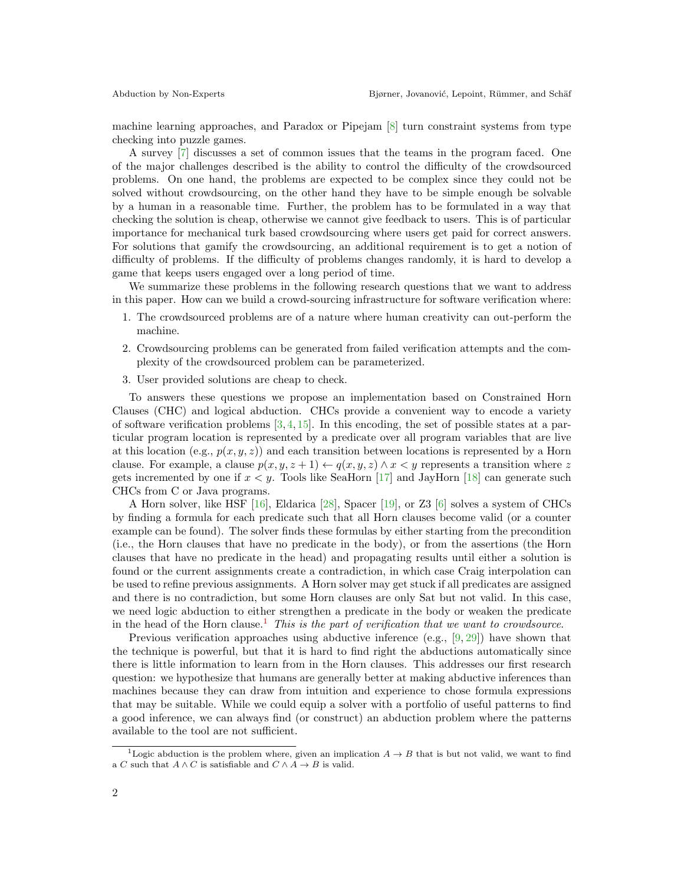machine learning approaches, and Paradox or Pipejam [8] turn constraint systems from type checking into puzzle games.

A survey [7] discusses a set of common issues that the teams in the program faced. One of the major challenges described is the ability to control the difficulty of the crowdsourced problems. On one hand, the problems are expected to be complex since they could not be solved without crowdsourcing, on the other hand they have to be simple enough be solvable by a human in a reasonable time. Further, the problem has to be formulated in a way that checking the solution is cheap, otherwise we cannot give feedback to users. This is of particular importance for mechanical turk based crowdsourcing where users get paid for correct answers. For solutions that gamify the crowdsourcing, an additional requirement is to get a notion of difficulty of problems. If the difficulty of problems changes randomly, it is hard to develop a game that keeps users engaged over a long period of time.

We summarize these problems in the following research questions that we want to address in this paper. How can we build a crowd-sourcing infrastructure for software verification where:

1. The crowdsourced problems are of a nature where human creativity can out-perform the machine.
2. Crowdsourcing problems can be generated from failed verification attempts and the complexity of the crowdsourced problem can be parameterized.
3. User provided solutions are cheap to check.

To answers these questions we propose an implementation based on Constrained Horn Clauses (CHC) and logical abduction. CHCs provide a convenient way to encode a variety of software verification problems [3, 4, 15]. In this encoding, the set of possible states at a particular program location is represented by a predicate over all program variables that are live at this location (e.g., $p(x, y, z)$) and each transition between locations is represented by a Horn clause. For example, a clause $p(x, y, z + 1) \leftarrow q(x, y, z) \wedge x < y$ represents a transition where $z$ gets incremented by one if $x < y$. Tools like SeaHorn [17] and JayHorn [18] can generate such CHCs from C or Java programs.

A Horn solver, like HSF [16], Eldarica [28], Spacer [19], or Z3 [6] solves a system of CHCs by finding a formula for each predicate such that all Horn clauses become valid (or a counter example can be found). The solver finds these formulas by either starting from the precondition (i.e., the Horn clauses that have no predicate in the body), or from the assertions (the Horn clauses that have no predicate in the head) and propagating results until either a solution is found or the current assignments create a contradiction, in which case Craig interpolation can be used to refine previous assignments. A Horn solver may get stuck if all predicates are assigned and there is no contradiction, but some Horn clauses are only Sat but not valid. In this case, we need logic abduction to either strengthen a predicate in the body or weaken the predicate in the head of the Horn clause.[1] *This is the part of verification that we want to crowdsource.*

Previous verification approaches using abductive inference (e.g., [9, 29]) have shown that the technique is powerful, but that it is hard to find right the abductions automatically since there is little information to learn from in the Horn clauses. This addresses our first research question: we hypothesize that humans are generally better at making abductive inferences than machines because they can draw from intuition and experience to chose formula expressions that may be suitable. While we could equip a solver with a portfolio of useful patterns to find a good inference, we can always find (or construct) an abduction problem where the patterns available to the tool are not sufficient.

[1] Logic abduction is the problem where, given an implication $A \rightarrow B$ that is but not valid, we want to find a $C$ such that $A \wedge C$ is satisfiable and $C \wedge A \rightarrow B$ is valid.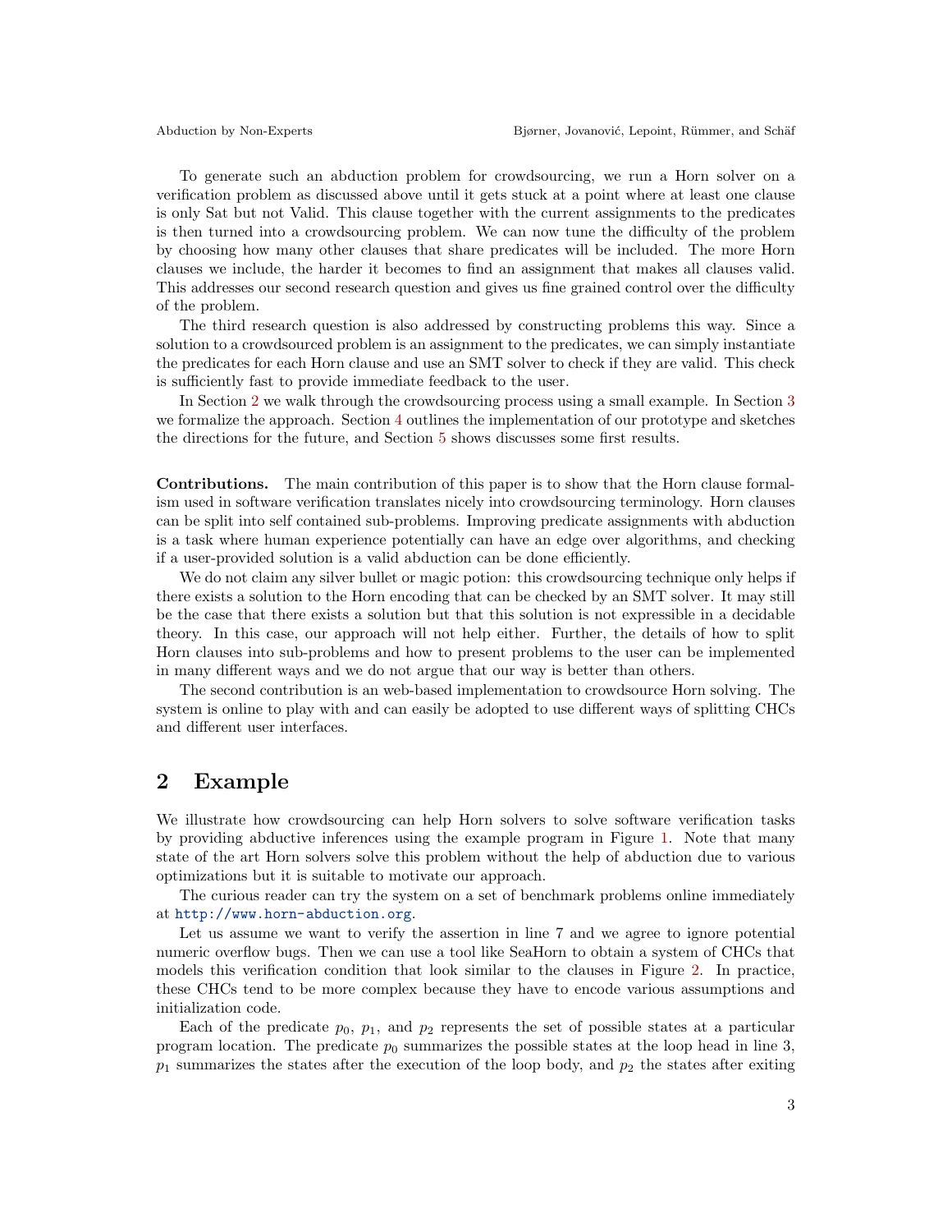To generate such an abduction problem for crowdsourcing, we run a Horn solver on a verification problem as discussed above until it gets stuck at a point where at least one clause is only Sat but not Valid. This clause together with the current assignments to the predicates is then turned into a crowdsourcing problem. We can now tune the difficulty of the problem by choosing how many other clauses that share predicates will be included. The more Horn clauses we include, the harder it becomes to find an assignment that makes all clauses valid. This addresses our second research question and gives us fine grained control over the difficulty of the problem.

The third research question is also addressed by constructing problems this way. Since a solution to a crowdsourced problem is an assignment to the predicates, we can simply instantiate the predicates for each Horn clause and use an SMT solver to check if they are valid. This check is sufficiently fast to provide immediate feedback to the user.

In Section 2 we walk through the crowdsourcing process using a small example. In Section 3 we formalize the approach. Section 4 outlines the implementation of our prototype and sketches the directions for the future, and Section 5 shows discusses some first results.

**Contributions.** The main contribution of this paper is to show that the Horn clause formalism used in software verification translates nicely into crowdsourcing terminology. Horn clauses can be split into self contained sub-problems. Improving predicate assignments with abduction is a task where human experience potentially can have an edge over algorithms, and checking if a user-provided solution is a valid abduction can be done efficiently.

We do not claim any silver bullet or magic potion: this crowdsourcing technique only helps if there exists a solution to the Horn encoding that can be checked by an SMT solver. It may still be the case that there exists a solution but that this solution is not expressible in a decidable theory. In this case, our approach will not help either. Further, the details of how to split Horn clauses into sub-problems and how to present problems to the user can be implemented in many different ways and we do not argue that our way is better than others.

The second contribution is an web-based implementation to crowdsource Horn solving. The system is online to play with and can easily be adopted to use different ways of splitting CHCs and different user interfaces.

## 2 Example

We illustrate how crowdsourcing can help Horn solvers to solve software verification tasks by providing abductive inferences using the example program in Figure 1. Note that many state of the art Horn solvers solve this problem without the help of abduction due to various optimizations but it is suitable to motivate our approach.

The curious reader can try the system on a set of benchmark problems online immediately at http://www.horn-abduction.org.

Let us assume we want to verify the assertion in line 7 and we agree to ignore potential numeric overflow bugs. Then we can use a tool like SeaHorn to obtain a system of CHCs that models this verification condition that look similar to the clauses in Figure 2. In practice, these CHCs tend to be more complex because they have to encode various assumptions and initialization code.

Each of the predicate $p_0$, $p_1$, and $p_2$ represents the set of possible states at a particular program location. The predicate $p_0$ summarizes the possible states at the loop head in line 3, $p_1$ summarizes the states after the execution of the loop body, and $p_2$ the states after exiting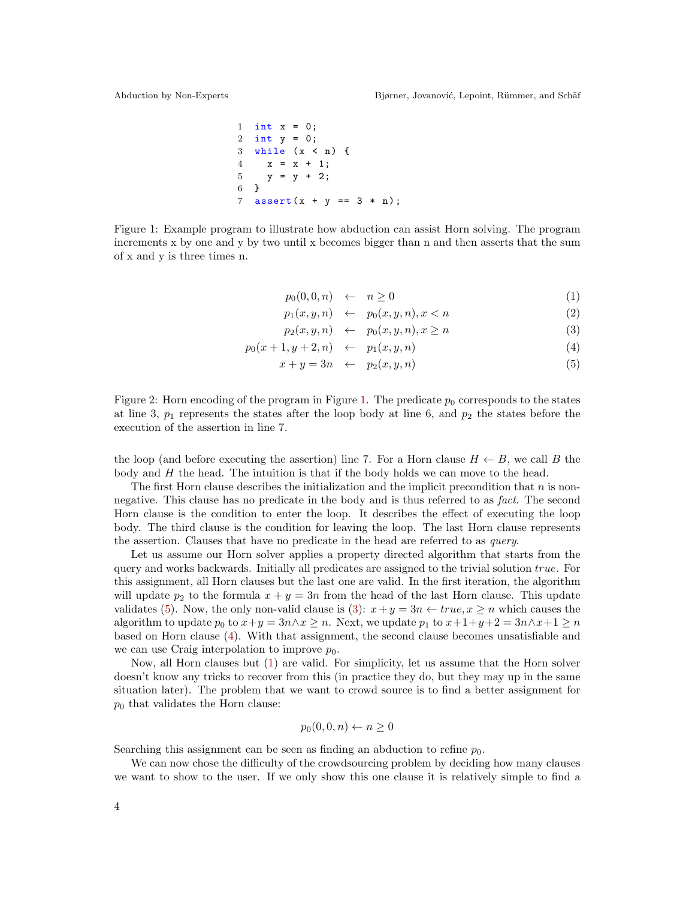```
1  int x = 0;
2  int y = 0;
3  while (x < n) {
4    x = x + 1;
5    y = y + 2;
6  }
7  assert(x + y == 3 * n);
```

Figure 1: Example program to illustrate how abduction can assist Horn solving. The program increments x by one and y by two until x becomes bigger than n and then asserts that the sum of x and y is three times n.

$$
\begin{aligned}
p_0(0,0,n) &\leftarrow n \geq 0 && (1)\\
p_1(x,y,n) &\leftarrow p_0(x,y,n), x < n && (2)\\
p_2(x,y,n) &\leftarrow p_0(x,y,n), x \geq n && (3)\\
p_0(x+1,y+2,n) &\leftarrow p_1(x,y,n) && (4)\\
x+y=3n &\leftarrow p_2(x,y,n) && (5)
\end{aligned}
$$

Figure 2: Horn encoding of the program in Figure 1. The predicate $p_0$ corresponds to the states at line 3, $p_1$ represents the states after the loop body at line 6, and $p_2$ the states before the execution of the assertion in line 7.

the loop (and before executing the assertion) line 7. For a Horn clause $H \leftarrow B$, we call $B$ the body and $H$ the head. The intuition is that if the body holds we can move to the head.

The first Horn clause describes the initialization and the implicit precondition that $n$ is non-negative. This clause has no predicate in the body and is thus referred to as *fact*. The second Horn clause is the condition to enter the loop. It describes the effect of executing the loop body. The third clause is the condition for leaving the loop. The last Horn clause represents the assertion. Clauses that have no predicate in the head are referred to as *query*.

Let us assume our Horn solver applies a property directed algorithm that starts from the query and works backwards. Initially all predicates are assigned to the trivial solution *true*. For this assignment, all Horn clauses but the last one are valid. In the first iteration, the algorithm will update $p_2$ to the formula $x + y = 3n$ from the head of the last Horn clause. This update validates (5). Now, the only non-valid clause is (3): $x + y = 3n \leftarrow true, x \geq n$ which causes the algorithm to update $p_0$ to $x+y = 3n \wedge x \geq n$. Next, we update $p_1$ to $x+1+y+2 = 3n \wedge x+1 \geq n$ based on Horn clause (4). With that assignment, the second clause becomes unsatisfiable and we can use Craig interpolation to improve $p_0$.

Now, all Horn clauses but (1) are valid. For simplicity, let us assume that the Horn solver doesn't know any tricks to recover from this (in practice they do, but they may up in the same situation later). The problem that we want to crowd source is to find a better assignment for $p_0$ that validates the Horn clause:

$$p_0(0,0,n) \leftarrow n \geq 0$$

Searching this assignment can be seen as finding an abduction to refine $p_0$.

We can now chose the difficulty of the crowdsourcing problem by deciding how many clauses we want to show to the user. If we only show this one clause it is relatively simple to find a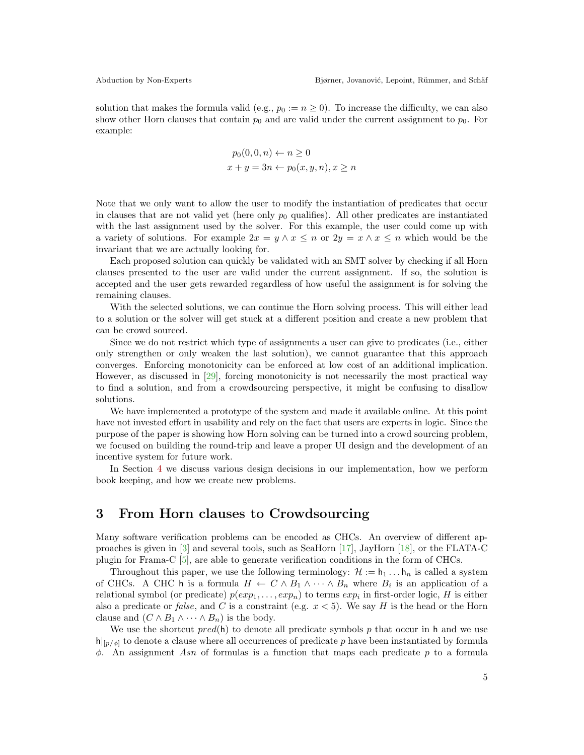solution that makes the formula valid (e.g., $p_0 := n \geq 0$). To increase the difficulty, we can also show other Horn clauses that contain $p_0$ and are valid under the current assignment to $p_0$. For example:

$$
\begin{aligned}
p_0(0, 0, n) &\leftarrow n \geq 0 \\
x + y = 3n &\leftarrow p_0(x, y, n), x \geq n
\end{aligned}
$$

Note that we only want to allow the user to modify the instantiation of predicates that occur in clauses that are not valid yet (here only $p_0$ qualifies). All other predicates are instantiated with the last assignment used by the solver. For this example, the user could come up with a variety of solutions. For example $2x = y \wedge x \leq n$ or $2y = x \wedge x \leq n$ which would be the invariant that we are actually looking for.

Each proposed solution can quickly be validated with an SMT solver by checking if all Horn clauses presented to the user are valid under the current assignment. If so, the solution is accepted and the user gets rewarded regardless of how useful the assignment is for solving the remaining clauses.

With the selected solutions, we can continue the Horn solving process. This will either lead to a solution or the solver will get stuck at a different position and create a new problem that can be crowd sourced.

Since we do not restrict which type of assignments a user can give to predicates (i.e., either only strengthen or only weaken the last solution), we cannot guarantee that this approach converges. Enforcing monotonicity can be enforced at low cost of an additional implication. However, as discussed in [29], forcing monotonicity is not necessarily the most practical way to find a solution, and from a crowdsourcing perspective, it might be confusing to disallow solutions.

We have implemented a prototype of the system and made it available online. At this point have not invested effort in usability and rely on the fact that users are experts in logic. Since the purpose of the paper is showing how Horn solving can be turned into a crowd sourcing problem, we focused on building the round-trip and leave a proper UI design and the development of an incentive system for future work.

In Section 4 we discuss various design decisions in our implementation, how we perform book keeping, and how we create new problems.

# 3 From Horn clauses to Crowdsourcing

Many software verification problems can be encoded as CHCs. An overview of different approaches is given in [3] and several tools, such as SeaHorn [17], JayHorn [18], or the FLATA-C plugin for Frama-C [5], are able to generate verification conditions in the form of CHCs.

Throughout this paper, we use the following terminology: $\mathcal{H} := \mathsf{h}_1 \ldots \mathsf{h}_n$ is called a system of CHCs. A CHC $\mathsf{h}$ is a formula $H \leftarrow C \wedge B_1 \wedge \cdots \wedge B_n$ where $B_i$ is an application of a relational symbol (or predicate) $p(exp_1, \ldots, exp_n)$ to terms $exp_i$ in first-order logic, $H$ is either also a predicate or *false*, and $C$ is a constraint (e.g. $x < 5$). We say $H$ is the head or the Horn clause and $(C \wedge B_1 \wedge \cdots \wedge B_n)$ is the body.

We use the shortcut $pred(\mathsf{h})$ to denote all predicate symbols $p$ that occur in $\mathsf{h}$ and we use $\mathsf{h}|_{[p/\phi]}$ to denote a clause where all occurrences of predicate $p$ have been instantiated by formula $\phi$. An assignment $Asn$ of formulas is a function that maps each predicate $p$ to a formula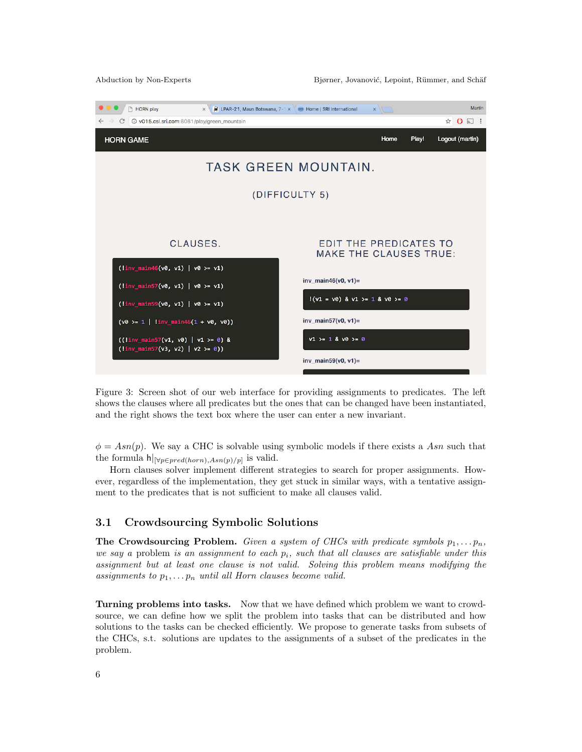Figure 3: Screen shot of our web interface for providing assignments to predicates. The left shows the clauses where all predicates but the ones that can be changed have been instantiated, and the right shows the text box where the user can enter a new invariant.

$\phi = Asn(p)$. We say a CHC is solvable using symbolic models if there exists a $Asn$ such that the formula $\mathsf{h}|_{[\forall p \in pred(horn), Asn(p)/p]}$ is valid.

Horn clauses solver implement different strategies to search for proper assignments. However, regardless of the implementation, they get stuck in similar ways, with a tentative assignment to the predicates that is not sufficient to make all clauses valid.

## 3.1 Crowdsourcing Symbolic Solutions

**The Crowdsourcing Problem.** *Given a system of CHCs with predicate symbols* $p_1, \ldots p_n$*, we say a* problem *is an assignment to each* $p_i$*, such that all clauses are satisfiable under this assignment but at least one clause is not valid. Solving this problem means modifying the assignments to* $p_1, \ldots p_n$ *until all Horn clauses become valid.*

**Turning problems into tasks.** Now that we have defined which problem we want to crowdsource, we can define how we split the problem into tasks that can be distributed and how solutions to the tasks can be checked efficiently. We propose to generate tasks from subsets of the CHCs, s.t. solutions are updates to the assignments of a subset of the predicates in the problem.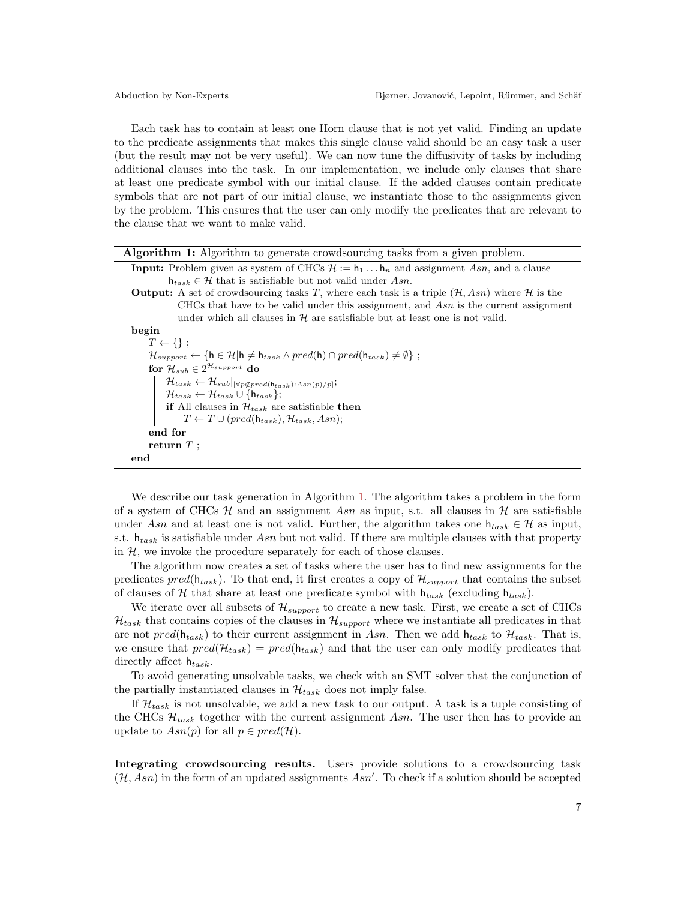Each task has to contain at least one Horn clause that is not yet valid. Finding an update to the predicate assignments that makes this single clause valid should be an easy task a user (but the result may not be very useful). We can now tune the diffusivity of tasks by including additional clauses into the task. In our implementation, we include only clauses that share at least one predicate symbol with our initial clause. If the added clauses contain predicate symbols that are not part of our initial clause, we instantiate those to the assignments given by the problem. This ensures that the user can only modify the predicates that are relevant to the clause that we want to make valid.

---

**Algorithm 1:** Algorithm to generate crowdsourcing tasks from a given problem.

---

**Input:** Problem given as system of CHCs $\mathcal{H} := \mathsf{h}_1 \ldots \mathsf{h}_n$ and assignment $Asn$, and a clause $\mathsf{h}_{task} \in \mathcal{H}$ that is satisfiable but not valid under $Asn$.

**Output:** A set of crowdsourcing tasks $T$, where each task is a triple $(\mathcal{H}, Asn)$ where $\mathcal{H}$ is the CHCs that have to be valid under this assignment, and $Asn$ is the current assignment under which all clauses in $\mathcal{H}$ are satisfiable but at least one is not valid.

**begin**

- $T \leftarrow \{\}$ ;
- $\mathcal{H}_{support} \leftarrow \{\mathsf{h} \in \mathcal{H} | \mathsf{h} \neq \mathsf{h}_{task} \wedge pred(\mathsf{h}) \cap pred(\mathsf{h}_{task}) \neq \emptyset\}$ ;
- **for** $\mathcal{H}_{sub} \in 2^{\mathcal{H}_{support}}$ **do**
  - $\mathcal{H}_{task} \leftarrow \mathcal{H}_{sub}|_{[\forall p \notin pred(\mathsf{h}_{task}) : Asn(p)/p]}$;
  - $\mathcal{H}_{task} \leftarrow \mathcal{H}_{task} \cup \{\mathsf{h}_{task}\}$;
  - **if** All clauses in $\mathcal{H}_{task}$ are satisfiable **then**
    - $T \leftarrow T \cup (pred(\mathsf{h}_{task}), \mathcal{H}_{task}, Asn)$;
- **end for**
- **return** $T$ ;

**end**

---

We describe our task generation in Algorithm 1. The algorithm takes a problem in the form of a system of CHCs $\mathcal{H}$ and an assignment $Asn$ as input, s.t. all clauses in $\mathcal{H}$ are satisfiable under $Asn$ and at least one is not valid. Further, the algorithm takes one $\mathsf{h}_{task} \in \mathcal{H}$ as input, s.t. $\mathsf{h}_{task}$ is satisfiable under $Asn$ but not valid. If there are multiple clauses with that property in $\mathcal{H}$, we invoke the procedure separately for each of those clauses.

The algorithm now creates a set of tasks where the user has to find new assignments for the predicates $pred(\mathsf{h}_{task})$. To that end, it first creates a copy of $\mathcal{H}_{support}$ that contains the subset of clauses of $\mathcal{H}$ that share at least one predicate symbol with $\mathsf{h}_{task}$ (excluding $\mathsf{h}_{task}$).

We iterate over all subsets of $\mathcal{H}_{support}$ to create a new task. First, we create a set of CHCs $\mathcal{H}_{task}$ that contains copies of the clauses in $\mathcal{H}_{support}$ where we instantiate all predicates in that are not $pred(\mathsf{h}_{task})$ to their current assignment in $Asn$. Then we add $\mathsf{h}_{task}$ to $\mathcal{H}_{task}$. That is, we ensure that $pred(\mathcal{H}_{task}) = pred(\mathsf{h}_{task})$ and that the user can only modify predicates that directly affect $\mathsf{h}_{task}$.

To avoid generating unsolvable tasks, we check with an SMT solver that the conjunction of the partially instantiated clauses in $\mathcal{H}_{task}$ does not imply false.

If $\mathcal{H}_{task}$ is not unsolvable, we add a new task to our output. A task is a tuple consisting of the CHCs $\mathcal{H}_{task}$ together with the current assignment $Asn$. The user then has to provide an update to $Asn(p)$ for all $p \in pred(\mathcal{H})$.

**Integrating crowdsourcing results.** Users provide solutions to a crowdsourcing task $(\mathcal{H}, Asn)$ in the form of an updated assignments $Asn'$. To check if a solution should be accepted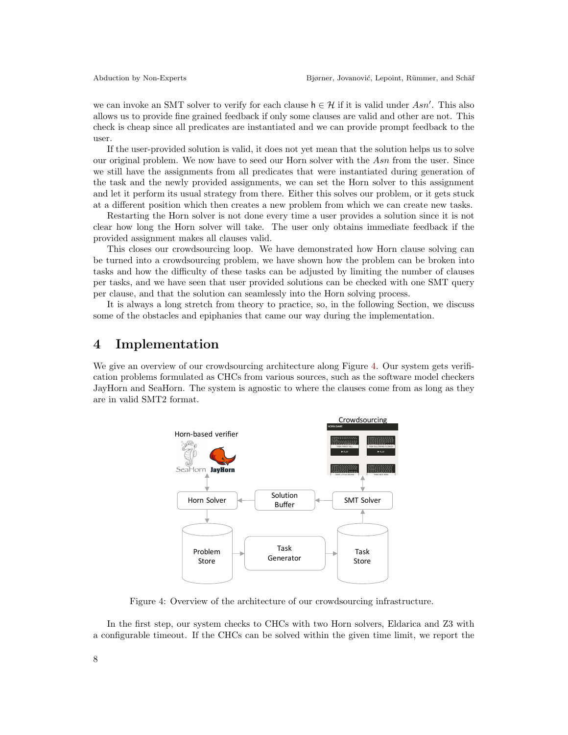we can invoke an SMT solver to verify for each clause $\mathsf{h} \in \mathcal{H}$ if it is valid under $Asn'$. This also allows us to provide fine grained feedback if only some clauses are valid and other are not. This check is cheap since all predicates are instantiated and we can provide prompt feedback to the user.

If the user-provided solution is valid, it does not yet mean that the solution helps us to solve our original problem. We now have to seed our Horn solver with the $Asn$ from the user. Since we still have the assignments from all predicates that were instantiated during generation of the task and the newly provided assignments, we can set the Horn solver to this assignment and let it perform its usual strategy from there. Either this solves our problem, or it gets stuck at a different position which then creates a new problem from which we can create new tasks.

Restarting the Horn solver is not done every time a user provides a solution since it is not clear how long the Horn solver will take. The user only obtains immediate feedback if the provided assignment makes all clauses valid.

This closes our crowdsourcing loop. We have demonstrated how Horn clause solving can be turned into a crowdsourcing problem, we have shown how the problem can be broken into tasks and how the difficulty of these tasks can be adjusted by limiting the number of clauses per tasks, and we have seen that user provided solutions can be checked with one SMT query per clause, and that the solution can seamlessly into the Horn solving process.

It is always a long stretch from theory to practice, so, in the following Section, we discuss some of the obstacles and epiphanies that came our way during the implementation.

# 4 Implementation

We give an overview of our crowdsourcing architecture along Figure 4. Our system gets verification problems formulated as CHCs from various sources, such as the software model checkers JayHorn and SeaHorn. The system is agnostic to where the clauses come from as long as they are in valid SMT2 format.

Figure 4: Overview of the architecture of our crowdsourcing infrastructure.

In the first step, our system checks to CHCs with two Horn solvers, Eldarica and Z3 with a configurable timeout. If the CHCs can be solved within the given time limit, we report the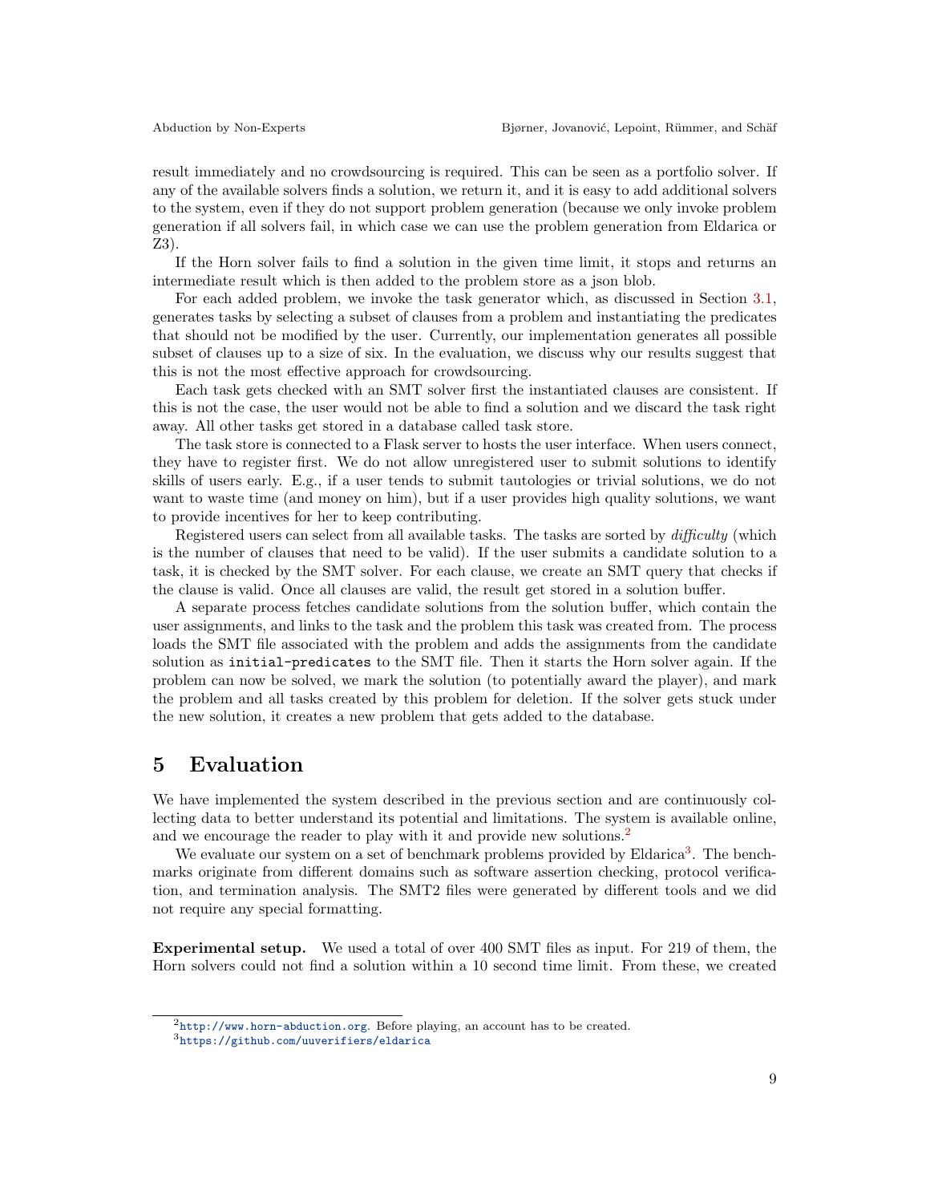result immediately and no crowdsourcing is required. This can be seen as a portfolio solver. If any of the available solvers finds a solution, we return it, and it is easy to add additional solvers to the system, even if they do not support problem generation (because we only invoke problem generation if all solvers fail, in which case we can use the problem generation from Eldarica or Z3).

If the Horn solver fails to find a solution in the given time limit, it stops and returns an intermediate result which is then added to the problem store as a json blob.

For each added problem, we invoke the task generator which, as discussed in Section 3.1, generates tasks by selecting a subset of clauses from a problem and instantiating the predicates that should not be modified by the user. Currently, our implementation generates all possible subset of clauses up to a size of six. In the evaluation, we discuss why our results suggest that this is not the most effective approach for crowdsourcing.

Each task gets checked with an SMT solver first the instantiated clauses are consistent. If this is not the case, the user would not be able to find a solution and we discard the task right away. All other tasks get stored in a database called task store.

The task store is connected to a Flask server to hosts the user interface. When users connect, they have to register first. We do not allow unregistered user to submit solutions to identify skills of users early. E.g., if a user tends to submit tautologies or trivial solutions, we do not want to waste time (and money on him), but if a user provides high quality solutions, we want to provide incentives for her to keep contributing.

Registered users can select from all available tasks. The tasks are sorted by *difficulty* (which is the number of clauses that need to be valid). If the user submits a candidate solution to a task, it is checked by the SMT solver. For each clause, we create an SMT query that checks if the clause is valid. Once all clauses are valid, the result get stored in a solution buffer.

A separate process fetches candidate solutions from the solution buffer, which contain the user assignments, and links to the task and the problem this task was created from. The process loads the SMT file associated with the problem and adds the assignments from the candidate solution as `initial-predicates` to the SMT file. Then it starts the Horn solver again. If the problem can now be solved, we mark the solution (to potentially award the player), and mark the problem and all tasks created by this problem for deletion. If the solver gets stuck under the new solution, it creates a new problem that gets added to the database.

# 5 Evaluation

We have implemented the system described in the previous section and are continuously collecting data to better understand its potential and limitations. The system is available online, and we encourage the reader to play with it and provide new solutions.[2]

We evaluate our system on a set of benchmark problems provided by Eldarica[3]. The benchmarks originate from different domains such as software assertion checking, protocol verification, and termination analysis. The SMT2 files were generated by different tools and we did not require any special formatting.

**Experimental setup.** We used a total of over 400 SMT files as input. For 219 of them, the Horn solvers could not find a solution within a 10 second time limit. From these, we created

[2] http://www.horn-abduction.org. Before playing, an account has to be created.

[3] https://github.com/uuverifiers/eldarica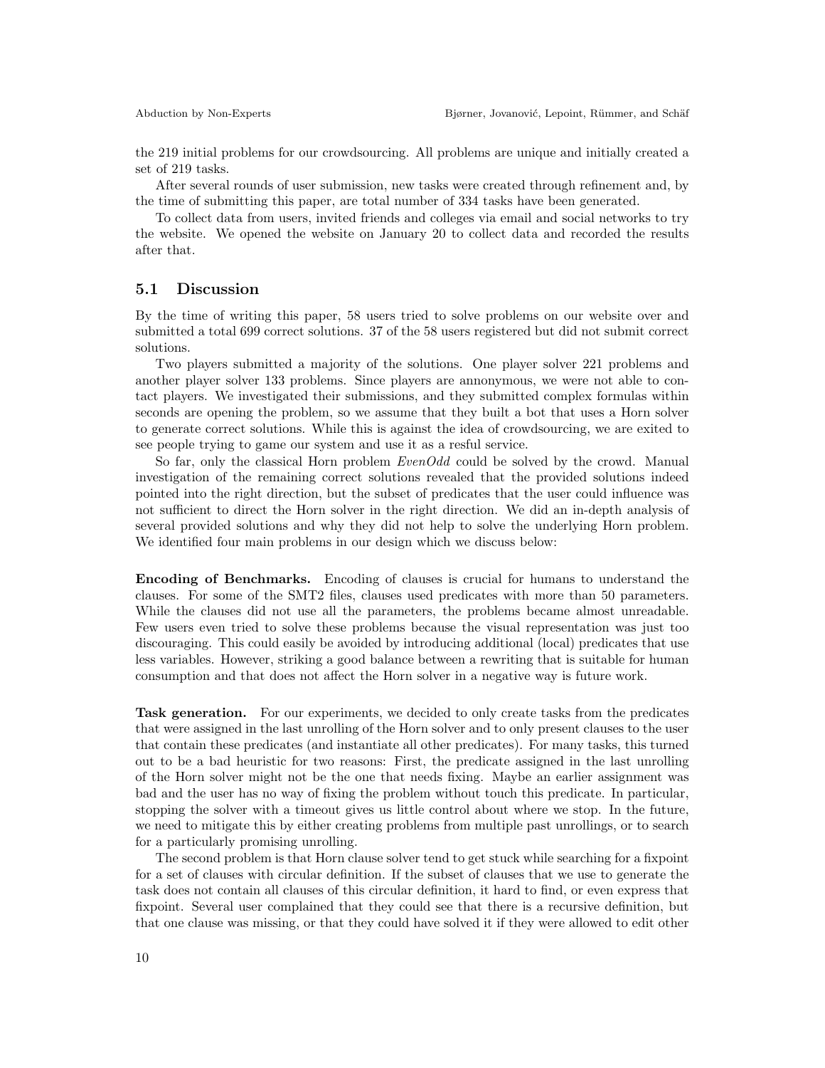the 219 initial problems for our crowdsourcing. All problems are unique and initially created a set of 219 tasks.

After several rounds of user submission, new tasks were created through refinement and, by the time of submitting this paper, are total number of 334 tasks have been generated.

To collect data from users, invited friends and colleges via email and social networks to try the website. We opened the website on January 20 to collect data and recorded the results after that.

### 5.1 Discussion

By the time of writing this paper, 58 users tried to solve problems on our website over and submitted a total 699 correct solutions. 37 of the 58 users registered but did not submit correct solutions.

Two players submitted a majority of the solutions. One player solver 221 problems and another player solver 133 problems. Since players are annonymous, we were not able to contact players. We investigated their submissions, and they submitted complex formulas within seconds are opening the problem, so we assume that they built a bot that uses a Horn solver to generate correct solutions. While this is against the idea of crowdsourcing, we are exited to see people trying to game our system and use it as a resful service.

So far, only the classical Horn problem *EvenOdd* could be solved by the crowd. Manual investigation of the remaining correct solutions revealed that the provided solutions indeed pointed into the right direction, but the subset of predicates that the user could influence was not sufficient to direct the Horn solver in the right direction. We did an in-depth analysis of several provided solutions and why they did not help to solve the underlying Horn problem. We identified four main problems in our design which we discuss below:

**Encoding of Benchmarks.** Encoding of clauses is crucial for humans to understand the clauses. For some of the SMT2 files, clauses used predicates with more than 50 parameters. While the clauses did not use all the parameters, the problems became almost unreadable. Few users even tried to solve these problems because the visual representation was just too discouraging. This could easily be avoided by introducing additional (local) predicates that use less variables. However, striking a good balance between a rewriting that is suitable for human consumption and that does not affect the Horn solver in a negative way is future work.

**Task generation.** For our experiments, we decided to only create tasks from the predicates that were assigned in the last unrolling of the Horn solver and to only present clauses to the user that contain these predicates (and instantiate all other predicates). For many tasks, this turned out to be a bad heuristic for two reasons: First, the predicate assigned in the last unrolling of the Horn solver might not be the one that needs fixing. Maybe an earlier assignment was bad and the user has no way of fixing the problem without touch this predicate. In particular, stopping the solver with a timeout gives us little control about where we stop. In the future, we need to mitigate this by either creating problems from multiple past unrollings, or to search for a particularly promising unrolling.

The second problem is that Horn clause solver tend to get stuck while searching for a fixpoint for a set of clauses with circular definition. If the subset of clauses that we use to generate the task does not contain all clauses of this circular definition, it hard to find, or even express that fixpoint. Several user complained that they could see that there is a recursive definition, but that one clause was missing, or that they could have solved it if they were allowed to edit other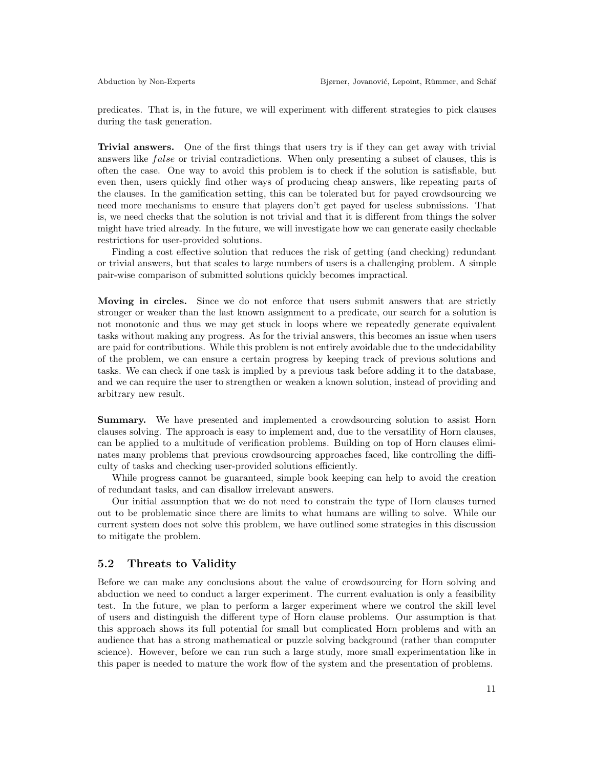predicates. That is, in the future, we will experiment with different strategies to pick clauses during the task generation.

**Trivial answers.** One of the first things that users try is if they can get away with trivial answers like $false$ or trivial contradictions. When only presenting a subset of clauses, this is often the case. One way to avoid this problem is to check if the solution is satisfiable, but even then, users quickly find other ways of producing cheap answers, like repeating parts of the clauses. In the gamification setting, this can be tolerated but for payed crowdsourcing we need more mechanisms to ensure that players don't get payed for useless submissions. That is, we need checks that the solution is not trivial and that it is different from things the solver might have tried already. In the future, we will investigate how we can generate easily checkable restrictions for user-provided solutions.

Finding a cost effective solution that reduces the risk of getting (and checking) redundant or trivial answers, but that scales to large numbers of users is a challenging problem. A simple pair-wise comparison of submitted solutions quickly becomes impractical.

**Moving in circles.** Since we do not enforce that users submit answers that are strictly stronger or weaker than the last known assignment to a predicate, our search for a solution is not monotonic and thus we may get stuck in loops where we repeatedly generate equivalent tasks without making any progress. As for the trivial answers, this becomes an issue when users are paid for contributions. While this problem is not entirely avoidable due to the undecidability of the problem, we can ensure a certain progress by keeping track of previous solutions and tasks. We can check if one task is implied by a previous task before adding it to the database, and we can require the user to strengthen or weaken a known solution, instead of providing and arbitrary new result.

**Summary.** We have presented and implemented a crowdsourcing solution to assist Horn clauses solving. The approach is easy to implement and, due to the versatility of Horn clauses, can be applied to a multitude of verification problems. Building on top of Horn clauses eliminates many problems that previous crowdsourcing approaches faced, like controlling the difficulty of tasks and checking user-provided solutions efficiently.

While progress cannot be guaranteed, simple book keeping can help to avoid the creation of redundant tasks, and can disallow irrelevant answers.

Our initial assumption that we do not need to constrain the type of Horn clauses turned out to be problematic since there are limits to what humans are willing to solve. While our current system does not solve this problem, we have outlined some strategies in this discussion to mitigate the problem.

## 5.2 Threats to Validity

Before we can make any conclusions about the value of crowdsourcing for Horn solving and abduction we need to conduct a larger experiment. The current evaluation is only a feasibility test. In the future, we plan to perform a larger experiment where we control the skill level of users and distinguish the different type of Horn clause problems. Our assumption is that this approach shows its full potential for small but complicated Horn problems and with an audience that has a strong mathematical or puzzle solving background (rather than computer science). However, before we can run such a large study, more small experimentation like in this paper is needed to mature the work flow of the system and the presentation of problems.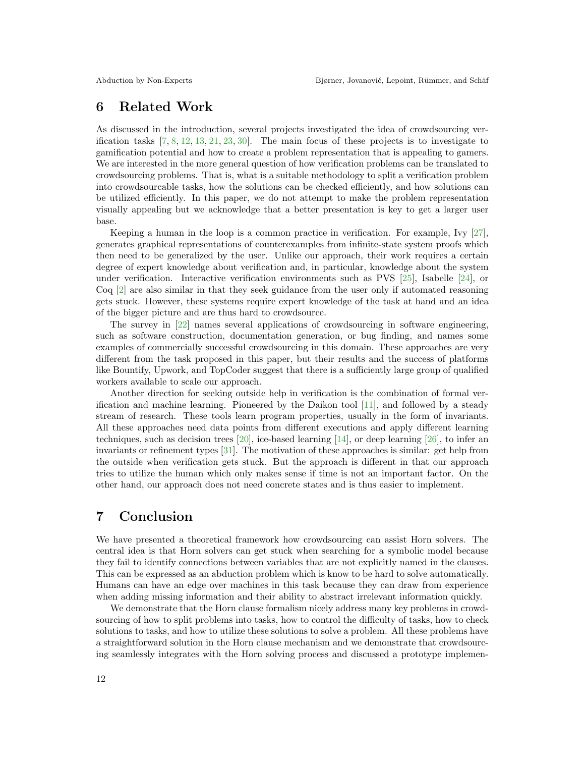## 6 Related Work

As discussed in the introduction, several projects investigated the idea of crowdsourcing verification tasks [7, 8, 12, 13, 21, 23, 30]. The main focus of these projects is to investigate to gamification potential and how to create a problem representation that is appealing to gamers. We are interested in the more general question of how verification problems can be translated to crowdsourcing problems. That is, what is a suitable methodology to split a verification problem into crowdsourcable tasks, how the solutions can be checked efficiently, and how solutions can be utilized efficiently. In this paper, we do not attempt to make the problem representation visually appealing but we acknowledge that a better presentation is key to get a larger user base.

Keeping a human in the loop is a common practice in verification. For example, Ivy [27], generates graphical representations of counterexamples from infinite-state system proofs which then need to be generalized by the user. Unlike our approach, their work requires a certain degree of expert knowledge about verification and, in particular, knowledge about the system under verification. Interactive verification environments such as PVS [25], Isabelle [24], or Coq [2] are also similar in that they seek guidance from the user only if automated reasoning gets stuck. However, these systems require expert knowledge of the task at hand and an idea of the bigger picture and are thus hard to crowdsource.

The survey in [22] names several applications of crowdsourcing in software engineering, such as software construction, documentation generation, or bug finding, and names some examples of commercially successful crowdsourcing in this domain. These approaches are very different from the task proposed in this paper, but their results and the success of platforms like Bountify, Upwork, and TopCoder suggest that there is a sufficiently large group of qualified workers available to scale our approach.

Another direction for seeking outside help in verification is the combination of formal verification and machine learning. Pioneered by the Daikon tool [11], and followed by a steady stream of research. These tools learn program properties, usually in the form of invariants. All these approaches need data points from different executions and apply different learning techniques, such as decision trees [20], ice-based learning [14], or deep learning [26], to infer an invariants or refinement types [31]. The motivation of these approaches is similar: get help from the outside when verification gets stuck. But the approach is different in that our approach tries to utilize the human which only makes sense if time is not an important factor. On the other hand, our approach does not need concrete states and is thus easier to implement.

## 7 Conclusion

We have presented a theoretical framework how crowdsourcing can assist Horn solvers. The central idea is that Horn solvers can get stuck when searching for a symbolic model because they fail to identify connections between variables that are not explicitly named in the clauses. This can be expressed as an abduction problem which is know to be hard to solve automatically. Humans can have an edge over machines in this task because they can draw from experience when adding missing information and their ability to abstract irrelevant information quickly.

We demonstrate that the Horn clause formalism nicely address many key problems in crowdsourcing of how to split problems into tasks, how to control the difficulty of tasks, how to check solutions to tasks, and how to utilize these solutions to solve a problem. All these problems have a straightforward solution in the Horn clause mechanism and we demonstrate that crowdsourcing seamlessly integrates with the Horn solving process and discussed a prototype implemen-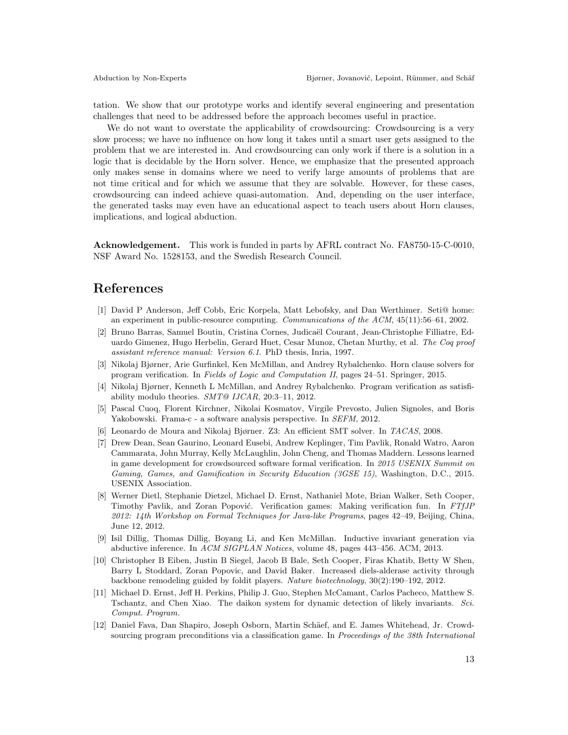tation. We show that our prototype works and identify several engineering and presentation challenges that need to be addressed before the approach becomes useful in practice.

We do not want to overstate the applicability of crowdsourcing: Crowdsourcing is a very slow process; we have no influence on how long it takes until a smart user gets assigned to the problem that we are interested in. And crowdsourcing can only work if there is a solution in a logic that is decidable by the Horn solver. Hence, we emphasize that the presented approach only makes sense in domains where we need to verify large amounts of problems that are not time critical and for which we assume that they are solvable. However, for these cases, crowdsourcing can indeed achieve quasi-automation. And, depending on the user interface, the generated tasks may even have an educational aspect to teach users about Horn clauses, implications, and logical abduction.

**Acknowledgement.** This work is funded in parts by AFRL contract No. FA8750-15-C-0010, NSF Award No. 1528153, and the Swedish Research Council.

# References

[1] David P Anderson, Jeff Cobb, Eric Korpela, Matt Lebofsky, and Dan Werthimer. Seti@ home: an experiment in public-resource computing. *Communications of the ACM*, 45(11):56–61, 2002.

[2] Bruno Barras, Samuel Boutin, Cristina Cornes, Judicaël Courant, Jean-Christophe Filliatre, Eduardo Gimenez, Hugo Herbelin, Gerard Huet, Cesar Munoz, Chetan Murthy, et al. *The Coq proof assistant reference manual: Version 6.1.* PhD thesis, Inria, 1997.

[3] Nikolaj Bjørner, Arie Gurfinkel, Ken McMillan, and Andrey Rybalchenko. Horn clause solvers for program verification. In *Fields of Logic and Computation II*, pages 24–51. Springer, 2015.

[4] Nikolaj Bjørner, Kenneth L McMillan, and Andrey Rybalchenko. Program verification as satisfiability modulo theories. *SMT@ IJCAR*, 20:3–11, 2012.

[5] Pascal Cuoq, Florent Kirchner, Nikolai Kosmatov, Virgile Prevosto, Julien Signoles, and Boris Yakobowski. Frama-c - a software analysis perspective. In *SEFM*, 2012.

[6] Leonardo de Moura and Nikolaj Bjørner. Z3: An efficient SMT solver. In *TACAS*, 2008.

[7] Drew Dean, Sean Gaurino, Leonard Eusebi, Andrew Keplinger, Tim Pavlik, Ronald Watro, Aaron Cammarata, John Murray, Kelly McLaughlin, John Cheng, and Thomas Maddern. Lessons learned in game development for crowdsourced software formal verification. In *2015 USENIX Summit on Gaming, Games, and Gamification in Security Education (3GSE 15)*, Washington, D.C., 2015. USENIX Association.

[8] Werner Dietl, Stephanie Dietzel, Michael D. Ernst, Nathaniel Mote, Brian Walker, Seth Cooper, Timothy Pavlik, and Zoran Popović. Verification games: Making verification fun. In *FTfJP 2012: 14th Workshop on Formal Techniques for Java-like Programs*, pages 42–49, Beijing, China, June 12, 2012.

[9] Isil Dillig, Thomas Dillig, Boyang Li, and Ken McMillan. Inductive invariant generation via abductive inference. In *ACM SIGPLAN Notices*, volume 48, pages 443–456. ACM, 2013.

[10] Christopher B Eiben, Justin B Siegel, Jacob B Bale, Seth Cooper, Firas Khatib, Betty W Shen, Barry L Stoddard, Zoran Popovic, and David Baker. Increased diels-alderase activity through backbone remodeling guided by foldit players. *Nature biotechnology*, 30(2):190–192, 2012.

[11] Michael D. Ernst, Jeff H. Perkins, Philip J. Guo, Stephen McCamant, Carlos Pacheco, Matthew S. Tschantz, and Chen Xiao. The daikon system for dynamic detection of likely invariants. *Sci. Comput. Program.*

[12] Daniel Fava, Dan Shapiro, Joseph Osborn, Martin Schäef, and E. James Whitehead, Jr. Crowdsourcing program preconditions via a classification game. In *Proceedings of the 38th International*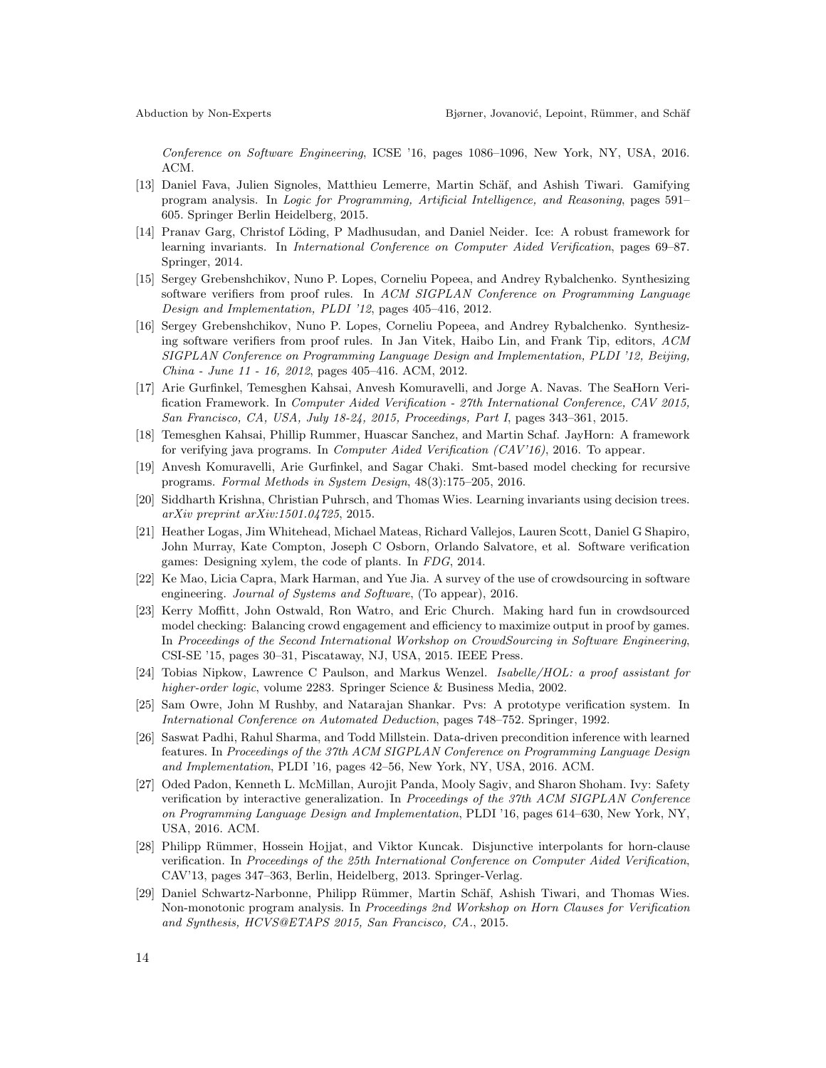*Conference on Software Engineering*, ICSE '16, pages 1086–1096, New York, NY, USA, 2016. ACM.

[13] Daniel Fava, Julien Signoles, Matthieu Lemerre, Martin Schäf, and Ashish Tiwari. Gamifying program analysis. In *Logic for Programming, Artificial Intelligence, and Reasoning*, pages 591–605. Springer Berlin Heidelberg, 2015.

[14] Pranav Garg, Christof Löding, P Madhusudan, and Daniel Neider. Ice: A robust framework for learning invariants. In *International Conference on Computer Aided Verification*, pages 69–87. Springer, 2014.

[15] Sergey Grebenshchikov, Nuno P. Lopes, Corneliu Popeea, and Andrey Rybalchenko. Synthesizing software verifiers from proof rules. In *ACM SIGPLAN Conference on Programming Language Design and Implementation, PLDI '12*, pages 405–416, 2012.

[16] Sergey Grebenshchikov, Nuno P. Lopes, Corneliu Popeea, and Andrey Rybalchenko. Synthesizing software verifiers from proof rules. In Jan Vitek, Haibo Lin, and Frank Tip, editors, *ACM SIGPLAN Conference on Programming Language Design and Implementation, PLDI '12, Beijing, China - June 11 - 16, 2012*, pages 405–416. ACM, 2012.

[17] Arie Gurfinkel, Temesghen Kahsai, Anvesh Komuravelli, and Jorge A. Navas. The SeaHorn Verification Framework. In *Computer Aided Verification - 27th International Conference, CAV 2015, San Francisco, CA, USA, July 18-24, 2015, Proceedings, Part I*, pages 343–361, 2015.

[18] Temesghen Kahsai, Phillip Rummer, Huascar Sanchez, and Martin Schaf. JayHorn: A framework for verifying java programs. In *Computer Aided Verification (CAV'16)*, 2016. To appear.

[19] Anvesh Komuravelli, Arie Gurfinkel, and Sagar Chaki. Smt-based model checking for recursive programs. *Formal Methods in System Design*, 48(3):175–205, 2016.

[20] Siddharth Krishna, Christian Puhrsch, and Thomas Wies. Learning invariants using decision trees. *arXiv preprint arXiv:1501.04725*, 2015.

[21] Heather Logas, Jim Whitehead, Michael Mateas, Richard Vallejos, Lauren Scott, Daniel G Shapiro, John Murray, Kate Compton, Joseph C Osborn, Orlando Salvatore, et al. Software verification games: Designing xylem, the code of plants. In *FDG*, 2014.

[22] Ke Mao, Licia Capra, Mark Harman, and Yue Jia. A survey of the use of crowdsourcing in software engineering. *Journal of Systems and Software*, (To appear), 2016.

[23] Kerry Moffitt, John Ostwald, Ron Watro, and Eric Church. Making hard fun in crowdsourced model checking: Balancing crowd engagement and efficiency to maximize output in proof by games. In *Proceedings of the Second International Workshop on CrowdSourcing in Software Engineering*, CSI-SE '15, pages 30–31, Piscataway, NJ, USA, 2015. IEEE Press.

[24] Tobias Nipkow, Lawrence C Paulson, and Markus Wenzel. *Isabelle/HOL: a proof assistant for higher-order logic*, volume 2283. Springer Science & Business Media, 2002.

[25] Sam Owre, John M Rushby, and Natarajan Shankar. Pvs: A prototype verification system. In *International Conference on Automated Deduction*, pages 748–752. Springer, 1992.

[26] Saswat Padhi, Rahul Sharma, and Todd Millstein. Data-driven precondition inference with learned features. In *Proceedings of the 37th ACM SIGPLAN Conference on Programming Language Design and Implementation*, PLDI '16, pages 42–56, New York, NY, USA, 2016. ACM.

[27] Oded Padon, Kenneth L. McMillan, Aurojit Panda, Mooly Sagiv, and Sharon Shoham. Ivy: Safety verification by interactive generalization. In *Proceedings of the 37th ACM SIGPLAN Conference on Programming Language Design and Implementation*, PLDI '16, pages 614–630, New York, NY, USA, 2016. ACM.

[28] Philipp Rümmer, Hossein Hojjat, and Viktor Kuncak. Disjunctive interpolants for horn-clause verification. In *Proceedings of the 25th International Conference on Computer Aided Verification*, CAV'13, pages 347–363, Berlin, Heidelberg, 2013. Springer-Verlag.

[29] Daniel Schwartz-Narbonne, Philipp Rümmer, Martin Schäf, Ashish Tiwari, and Thomas Wies. Non-monotonic program analysis. In *Proceedings 2nd Workshop on Horn Clauses for Verification and Synthesis, HCVS@ETAPS 2015, San Francisco, CA.*, 2015.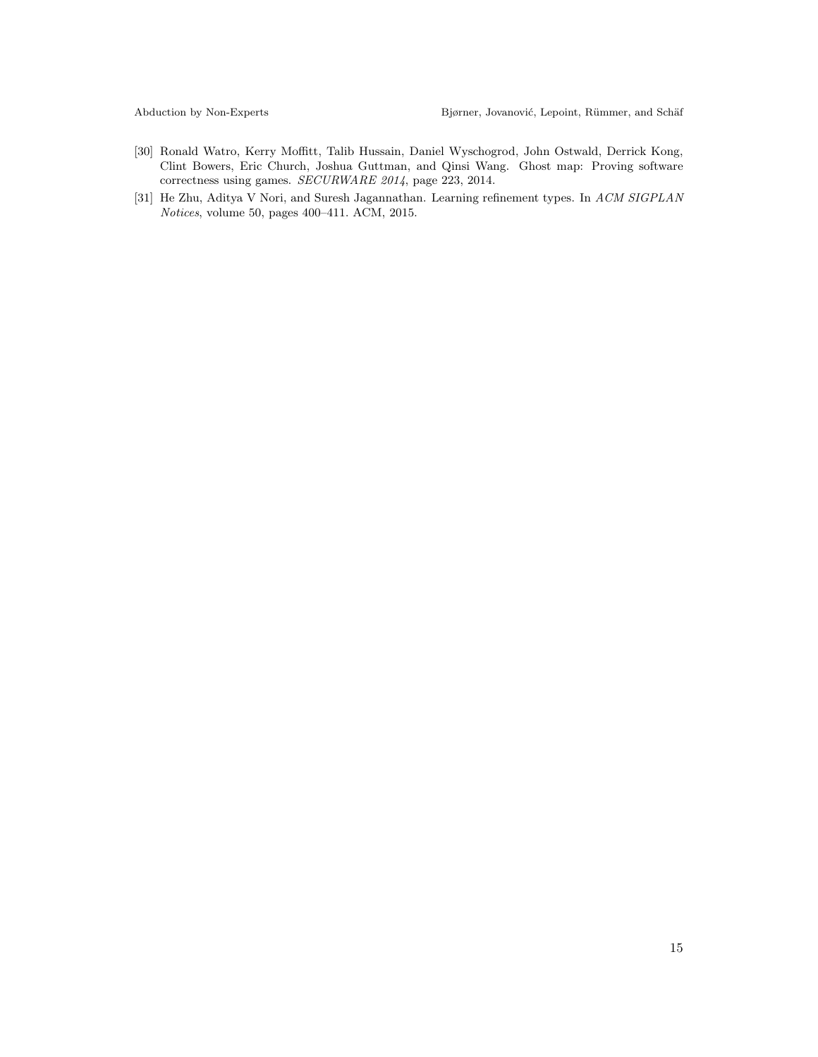[30] Ronald Watro, Kerry Moffitt, Talib Hussain, Daniel Wyschogrod, John Ostwald, Derrick Kong, Clint Bowers, Eric Church, Joshua Guttman, and Qinsi Wang. Ghost map: Proving software correctness using games. *SECURWARE 2014*, page 223, 2014.

[31] He Zhu, Aditya V Nori, and Suresh Jagannathan. Learning refinement types. In *ACM SIGPLAN Notices*, volume 50, pages 400–411. ACM, 2015.